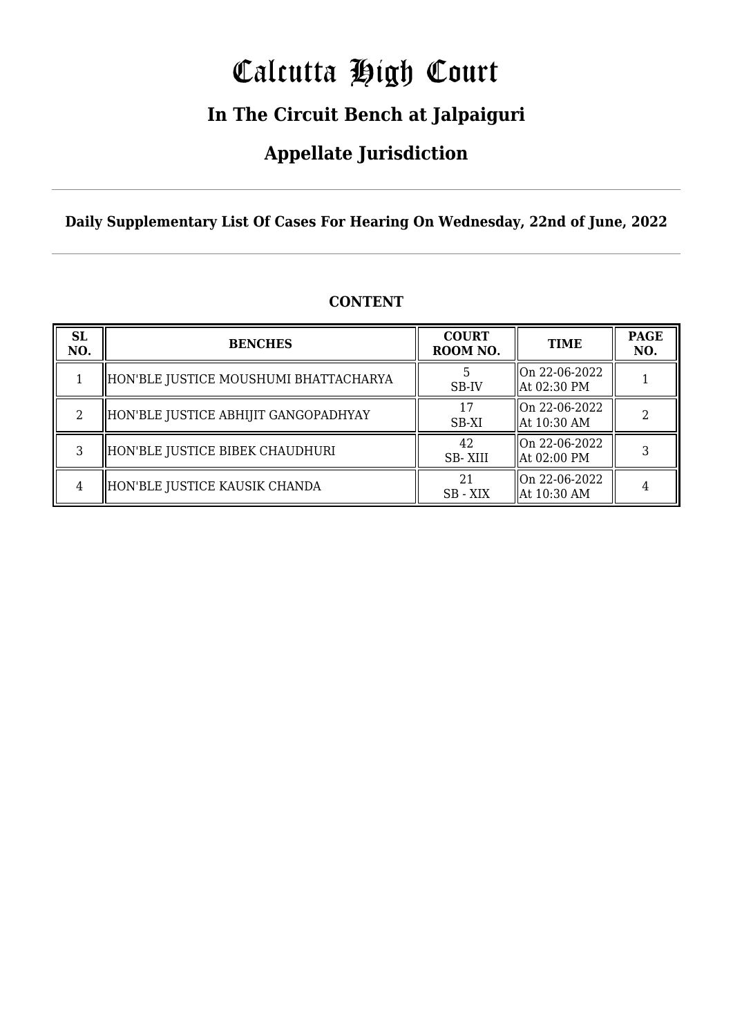# Calcutta High Court

## In The Circuit Bench at Jalpaiguri

## Appellate Jurisdiction

**Daily Supplementary List Of Cases For Hearing On Wednesday, 22nd of June, 2022**

**CONTENT**

| SL NO. | BENCHES | COURT ROOM NO. | TIME | PAGE NO. |
|---|---|---|---|---|
| 1 | HON'BLE JUSTICE MOUSHUMI BHATTACHARYA | 5 SB-IV | On 22-06-2022 At 02:30 PM | 1 |
| 2 | HON'BLE JUSTICE ABHIJIT GANGOPADHYAY | 17 SB-XI | On 22-06-2022 At 10:30 AM | 2 |
| 3 | HON'BLE JUSTICE BIBEK CHAUDHURI | 42 SB- XIII | On 22-06-2022 At 02:00 PM | 3 |
| 4 | HON'BLE JUSTICE KAUSIK CHANDA | 21 SB - XIX | On 22-06-2022 At 10:30 AM | 4 |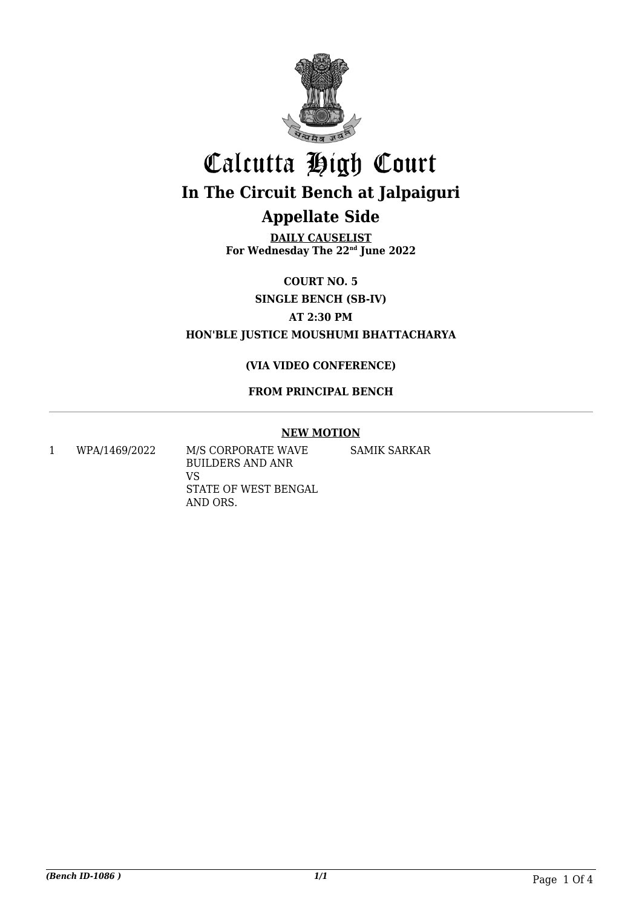# Calcutta High Court

## In The Circuit Bench at Jalpaiguri

## Appellate Side

**DAILY CAUSELIST**
**For Wednesday The 22nd June 2022**

**COURT NO. 5**

**SINGLE BENCH (SB-IV)**

**AT 2:30 PM**

**HON'BLE JUSTICE MOUSHUMI BHATTACHARYA**

**(VIA VIDEO CONFERENCE)**

**FROM PRINCIPAL BENCH**

**NEW MOTION**

| | | | |
|---|---|---|---|
| 1 | WPA/1469/2022 | M/S CORPORATE WAVE BUILDERS AND ANR VS STATE OF WEST BENGAL AND ORS. | SAMIK SARKAR |

*(Bench ID-1086 )* 1/1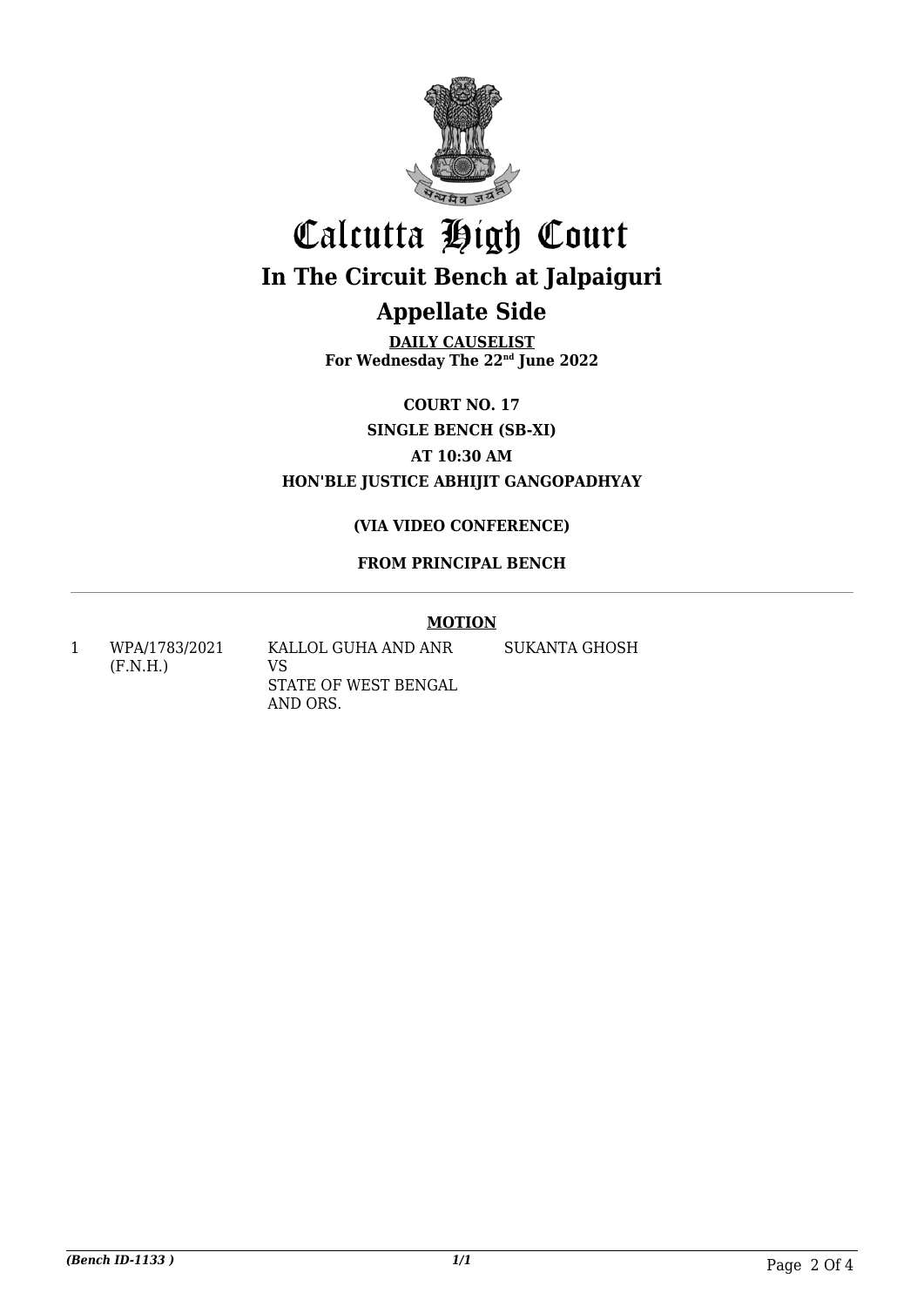# Calcutta High Court

## In The Circuit Bench at Jalpaiguri

## Appellate Side

**DAILY CAUSELIST**
**For Wednesday The 22nd June 2022**

**COURT NO. 17**

**SINGLE BENCH (SB-XI)**

**AT 10:30 AM**

**HON'BLE JUSTICE ABHIJIT GANGOPADHYAY**

**(VIA VIDEO CONFERENCE)**

**FROM PRINCIPAL BENCH**

**MOTION**

| | | | |
|---|---|---|---|
| 1 | WPA/1783/2021 (F.N.H.) | KALLOL GUHA AND ANR VS STATE OF WEST BENGAL AND ORS. | SUKANTA GHOSH |

*(Bench ID-1133 )*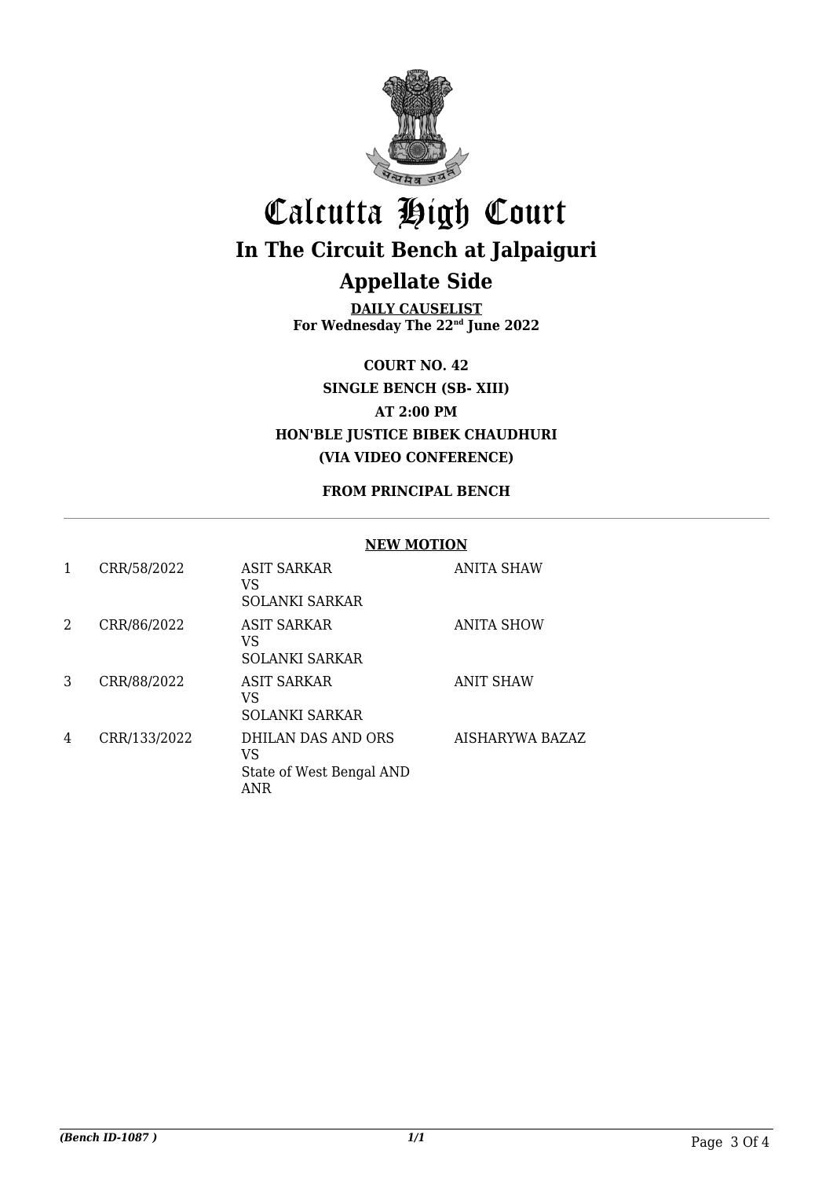# Calcutta High Court

## In The Circuit Bench at Jalpaiguri

## Appellate Side

**DAILY CAUSELIST**
**For Wednesday The 22nd June 2022**

**COURT NO. 42**
**SINGLE BENCH (SB- XIII)**
**AT 2:00 PM**
**HON'BLE JUSTICE BIBEK CHAUDHURI**
**(VIA VIDEO CONFERENCE)**

**FROM PRINCIPAL BENCH**

**NEW MOTION**

| | | | |
|---|---|---|---|
| 1 | CRR/58/2022 | ASIT SARKAR<br>VS<br>SOLANKI SARKAR | ANITA SHAW |
| 2 | CRR/86/2022 | ASIT SARKAR<br>VS<br>SOLANKI SARKAR | ANITA SHOW |
| 3 | CRR/88/2022 | ASIT SARKAR<br>VS<br>SOLANKI SARKAR | ANIT SHAW |
| 4 | CRR/133/2022 | DHILAN DAS AND ORS<br>VS<br>State of West Bengal AND ANR | AISHARYWA BAZAZ |

*(Bench ID-1087 )*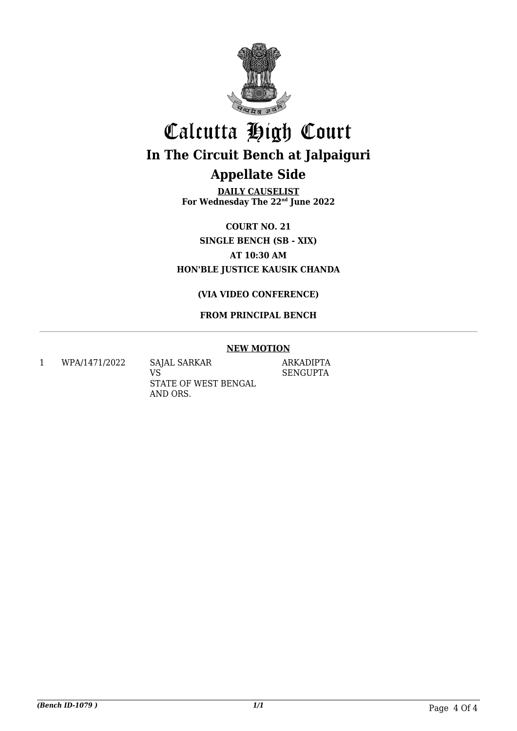# Calcutta High Court

## In The Circuit Bench at Jalpaiguri

## Appellate Side

**DAILY CAUSELIST**
**For Wednesday The 22nd June 2022**

**COURT NO. 21**
**SINGLE BENCH (SB - XIX)**
**AT 10:30 AM**
**HON'BLE JUSTICE KAUSIK CHANDA**

**(VIA VIDEO CONFERENCE)**

**FROM PRINCIPAL BENCH**

**NEW MOTION**

| | | | |
|---|---|---|---|
| 1 | WPA/1471/2022 | SAJAL SARKAR<br>VS<br>STATE OF WEST BENGAL AND ORS. | ARKADIPTA SENGUPTA |

*(Bench ID-1079 )*